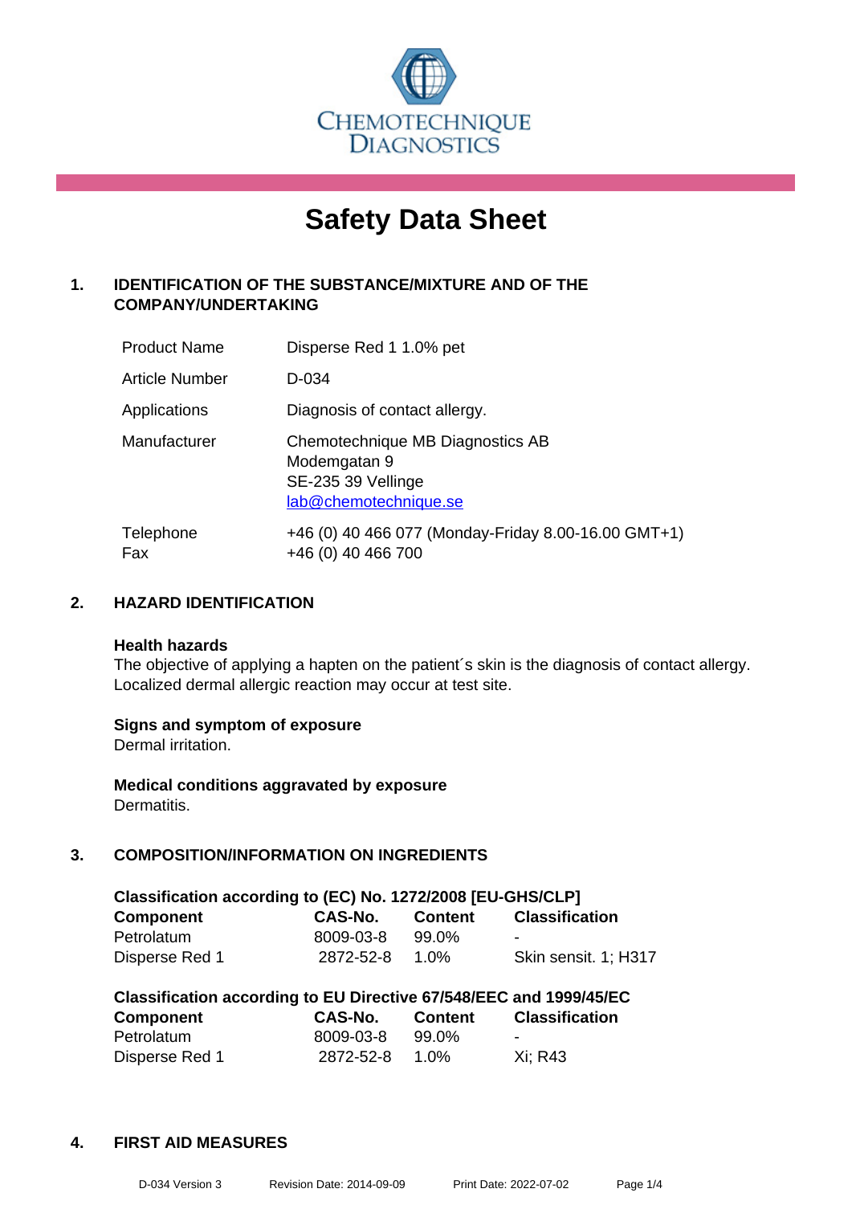CHEMOTECHNIQUE DIAGNOSTICS

# Safety Data Sheet

## 1. IDENTIFICATION OF THE SUBSTANCE/MIXTURE AND OF THE COMPANY/UNDERTAKING

| | |
|---|---|
| Product Name | Disperse Red 1 1.0% pet |
| Article Number | D-034 |
| Applications | Diagnosis of contact allergy. |
| Manufacturer | Chemotechnique MB Diagnostics AB<br>Modemgatan 9<br>SE-235 39 Vellinge<br>lab@chemotechnique.se |
| Telephone<br>Fax | +46 (0) 40 466 077 (Monday-Friday 8.00-16.00 GMT+1)<br>+46 (0) 40 466 700 |

## 2. HAZARD IDENTIFICATION

**Health hazards**
The objective of applying a hapten on the patient´s skin is the diagnosis of contact allergy. Localized dermal allergic reaction may occur at test site.

**Signs and symptom of exposure**
Dermal irritation.

**Medical conditions aggravated by exposure**
Dermatitis.

## 3. COMPOSITION/INFORMATION ON INGREDIENTS

**Classification according to (EC) No. 1272/2008 [EU-GHS/CLP]**

| Component | CAS-No. | Content | Classification |
|---|---|---|---|
| Petrolatum | 8009-03-8 | 99.0% | - |
| Disperse Red 1 | 2872-52-8 | 1.0% | Skin sensit. 1; H317 |

**Classification according to EU Directive 67/548/EEC and 1999/45/EC**

| Component | CAS-No. | Content | Classification |
|---|---|---|---|
| Petrolatum | 8009-03-8 | 99.0% | - |
| Disperse Red 1 | 2872-52-8 | 1.0% | Xi; R43 |

## 4. FIRST AID MEASURES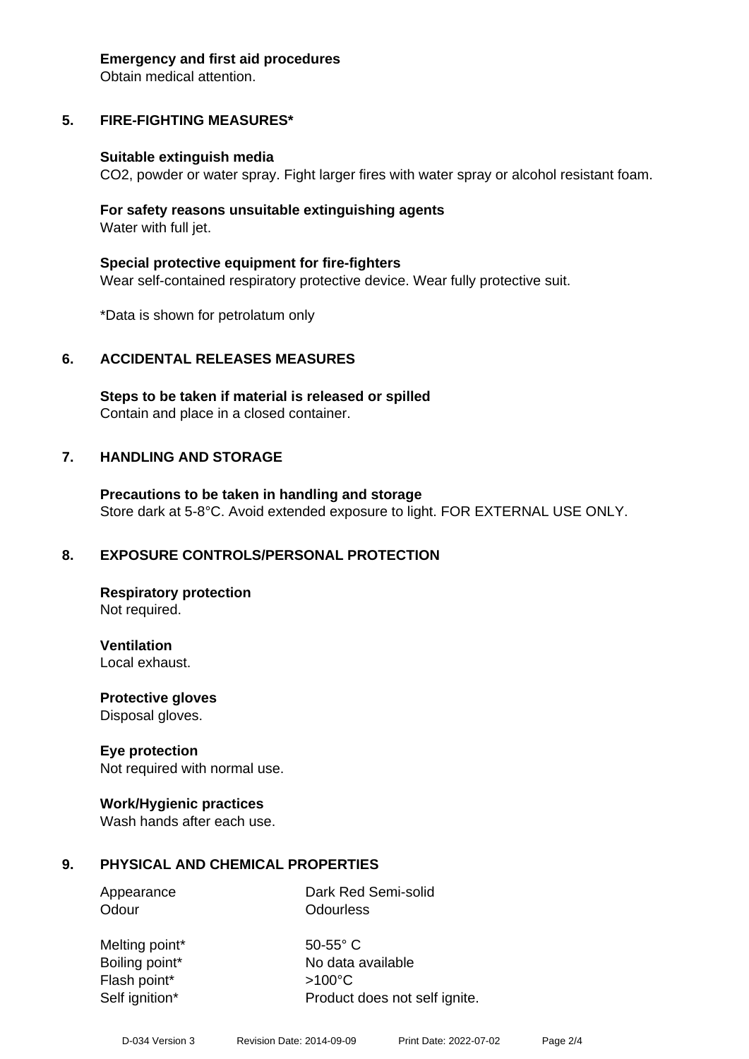**Emergency and first aid procedures**
Obtain medical attention.

## 5. FIRE-FIGHTING MEASURES*

**Suitable extinguish media**
$CO_2$, powder or water spray. Fight larger fires with water spray or alcohol resistant foam.

**For safety reasons unsuitable extinguishing agents**
Water with full jet.

**Special protective equipment for fire-fighters**
Wear self-contained respiratory protective device. Wear fully protective suit.

*Data is shown for petrolatum only

## 6. ACCIDENTAL RELEASES MEASURES

**Steps to be taken if material is released or spilled**
Contain and place in a closed container.

## 7. HANDLING AND STORAGE

**Precautions to be taken in handling and storage**
Store dark at 5-8°C. Avoid extended exposure to light. FOR EXTERNAL USE ONLY.

## 8. EXPOSURE CONTROLS/PERSONAL PROTECTION

**Respiratory protection**
Not required.

**Ventilation**
Local exhaust.

**Protective gloves**
Disposal gloves.

**Eye protection**
Not required with normal use.

**Work/Hygienic practices**
Wash hands after each use.

## 9. PHYSICAL AND CHEMICAL PROPERTIES

| | |
|---|---|
| Appearance | Dark Red Semi-solid |
| Odour | Odourless |
| Melting point* | 50-55° C |
| Boiling point* | No data available |
| Flash point* | >100°C |
| Self ignition* | Product does not self ignite. |

D-034 Version 3 Revision Date: 2014-09-09 Print Date: 2022-07-02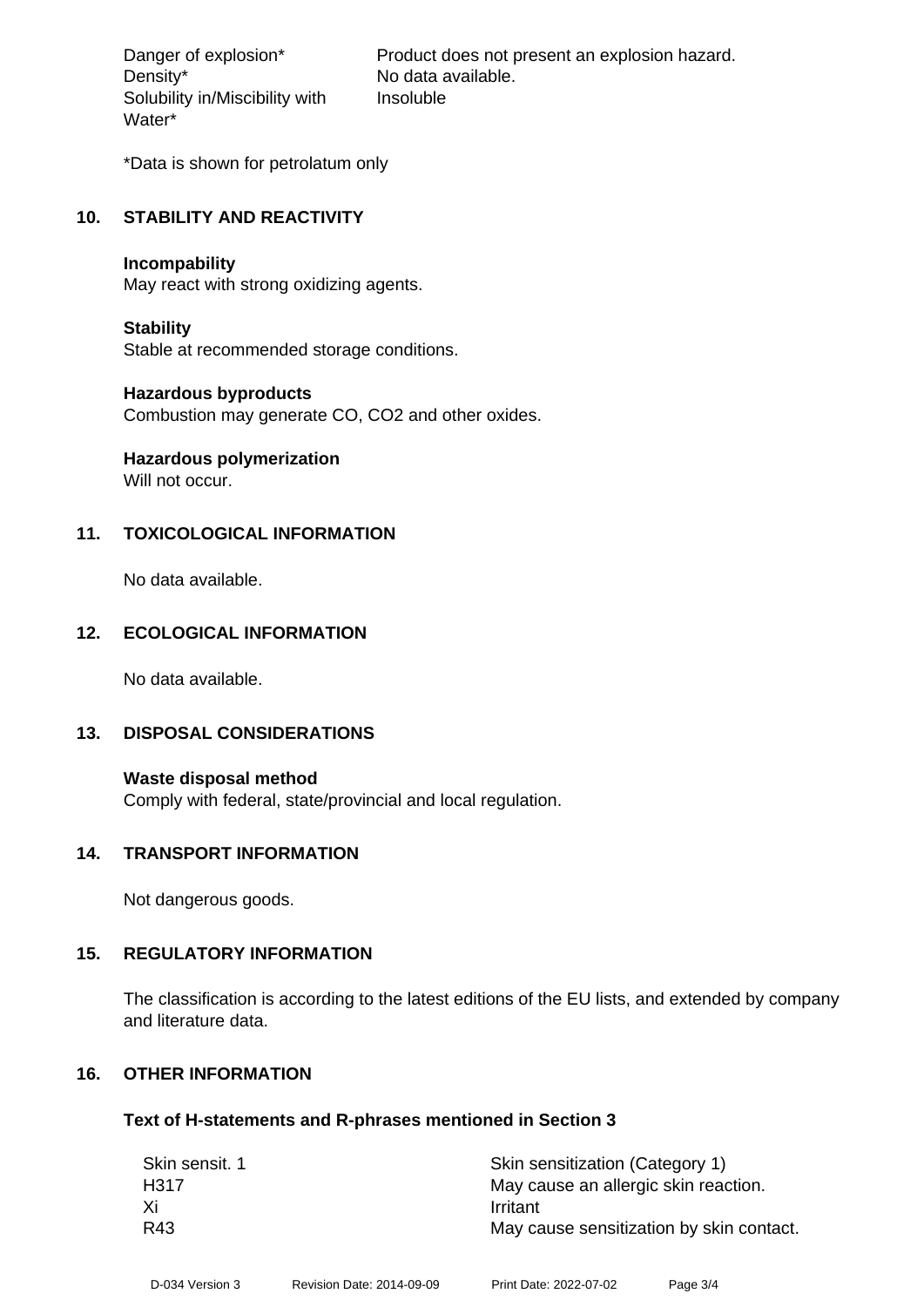| | |
|---|---|
| Danger of explosion* | Product does not present an explosion hazard. |
| Density* | No data available. |
| Solubility in/Miscibility with Water* | Insoluble |

*Data is shown for petrolatum only

## 10. STABILITY AND REACTIVITY

**Incompability**
May react with strong oxidizing agents.

**Stability**
Stable at recommended storage conditions.

**Hazardous byproducts**
Combustion may generate CO, $CO_2$ and other oxides.

**Hazardous polymerization**
Will not occur.

## 11. TOXICOLOGICAL INFORMATION

No data available.

## 12. ECOLOGICAL INFORMATION

No data available.

## 13. DISPOSAL CONSIDERATIONS

**Waste disposal method**
Comply with federal, state/provincial and local regulation.

## 14. TRANSPORT INFORMATION

Not dangerous goods.

## 15. REGULATORY INFORMATION

The classification is according to the latest editions of the EU lists, and extended by company and literature data.

## 16. OTHER INFORMATION

### Text of H-statements and R-phrases mentioned in Section 3

| | |
|---|---|
| Skin sensit. 1 | Skin sensitization (Category 1) |
| H317 | May cause an allergic skin reaction. |
| Xi | Irritant |
| R43 | May cause sensitization by skin contact. |

D-034 Version 3 Revision Date: 2014-09-09 Print Date: 2022-07-02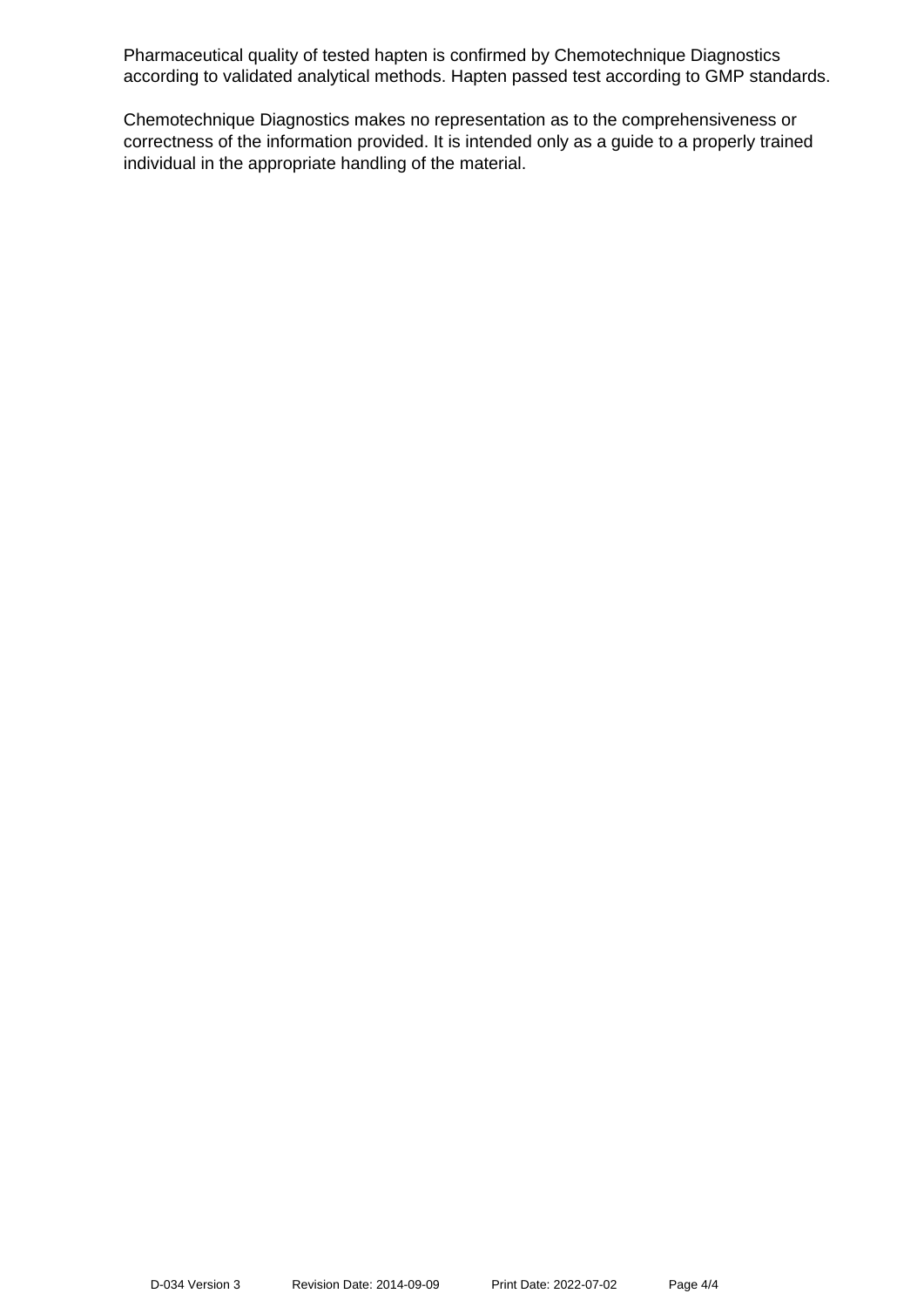Pharmaceutical quality of tested hapten is confirmed by Chemotechnique Diagnostics according to validated analytical methods. Hapten passed test according to GMP standards.

Chemotechnique Diagnostics makes no representation as to the comprehensiveness or correctness of the information provided. It is intended only as a guide to a properly trained individual in the appropriate handling of the material.